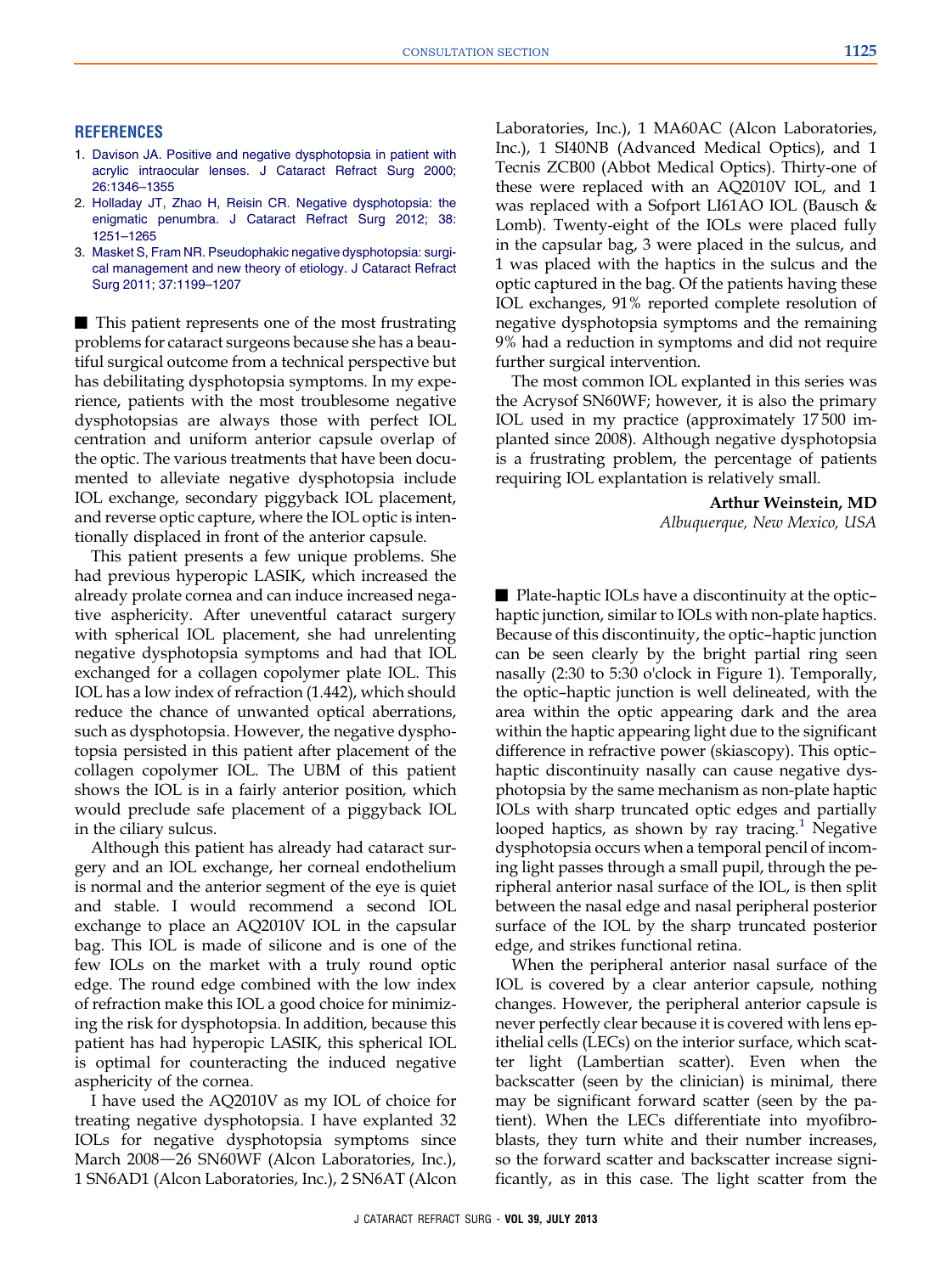## REFERENCES

1. Davison JA. Positive and negative dysphotopsia in patient with acrylic intraocular lenses. J Cataract Refract Surg 2000; 26:1346–1355
2. Holladay JT, Zhao H, Reisin CR. Negative dysphotopsia: the enigmatic penumbra. J Cataract Refract Surg 2012; 38: 1251–1265
3. Masket S, Fram NR. Pseudophakic negative dysphotopsia: surgical management and new theory of etiology. J Cataract Refract Surg 2011; 37:1199–1207

■ This patient represents one of the most frustrating problems for cataract surgeons because she has a beautiful surgical outcome from a technical perspective but has debilitating dysphotopsia symptoms. In my experience, patients with the most troublesome negative dysphotopsias are always those with perfect IOL centration and uniform anterior capsule overlap of the optic. The various treatments that have been documented to alleviate negative dysphotopsia include IOL exchange, secondary piggyback IOL placement, and reverse optic capture, where the IOL optic is intentionally displaced in front of the anterior capsule.

This patient presents a few unique problems. She had previous hyperopic LASIK, which increased the already prolate cornea and can induce increased negative asphericity. After uneventful cataract surgery with spherical IOL placement, she had unrelenting negative dysphotopsia symptoms and had that IOL exchanged for a collagen copolymer plate IOL. This IOL has a low index of refraction (1.442), which should reduce the chance of unwanted optical aberrations, such as dysphotopsia. However, the negative dysphotopsia persisted in this patient after placement of the collagen copolymer IOL. The UBM of this patient shows the IOL is in a fairly anterior position, which would preclude safe placement of a piggyback IOL in the ciliary sulcus.

Although this patient has already had cataract surgery and an IOL exchange, her corneal endothelium is normal and the anterior segment of the eye is quiet and stable. I would recommend a second IOL exchange to place an AQ2010V IOL in the capsular bag. This IOL is made of silicone and is one of the few IOLs on the market with a truly round optic edge. The round edge combined with the low index of refraction make this IOL a good choice for minimizing the risk for dysphotopsia. In addition, because this patient has had hyperopic LASIK, this spherical IOL is optimal for counteracting the induced negative asphericity of the cornea.

I have used the AQ2010V as my IOL of choice for treating negative dysphotopsia. I have explanted 32 IOLs for negative dysphotopsia symptoms since March 2008—26 SN60WF (Alcon Laboratories, Inc.), 1 SN6AD1 (Alcon Laboratories, Inc.), 2 SN6AT (Alcon Laboratories, Inc.), 1 MA60AC (Alcon Laboratories, Inc.), 1 SI40NB (Advanced Medical Optics), and 1 Tecnis ZCB00 (Abbot Medical Optics). Thirty-one of these were replaced with an AQ2010V IOL, and 1 was replaced with a Sofport LI61AO IOL (Bausch & Lomb). Twenty-eight of the IOLs were placed fully in the capsular bag, 3 were placed in the sulcus, and 1 was placed with the haptics in the sulcus and the optic captured in the bag. Of the patients having these IOL exchanges, 91% reported complete resolution of negative dysphotopsia symptoms and the remaining 9% had a reduction in symptoms and did not require further surgical intervention.

The most common IOL explanted in this series was the Acrysof SN60WF; however, it is also the primary IOL used in my practice (approximately 17 500 implanted since 2008). Although negative dysphotopsia is a frustrating problem, the percentage of patients requiring IOL explantation is relatively small.

**Arthur Weinstein, MD**
*Albuquerque, New Mexico, USA*

■ Plate-haptic IOLs have a discontinuity at the optic–haptic junction, similar to IOLs with non-plate haptics. Because of this discontinuity, the optic–haptic junction can be seen clearly by the bright partial ring seen nasally (2:30 to 5:30 o'clock in Figure 1). Temporally, the optic–haptic junction is well delineated, with the area within the optic appearing dark and the area within the haptic appearing light due to the significant difference in refractive power (skiascopy). This optic–haptic discontinuity nasally can cause negative dysphotopsia by the same mechanism as non-plate haptic IOLs with sharp truncated optic edges and partially looped haptics, as shown by ray tracing.[1] Negative dysphotopsia occurs when a temporal pencil of incoming light passes through a small pupil, through the peripheral anterior nasal surface of the IOL, is then split between the nasal edge and nasal peripheral posterior surface of the IOL by the sharp truncated posterior edge, and strikes functional retina.

When the peripheral anterior nasal surface of the IOL is covered by a clear anterior capsule, nothing changes. However, the peripheral anterior capsule is never perfectly clear because it is covered with lens epithelial cells (LECs) on the interior surface, which scatter light (Lambertian scatter). Even when the backscatter (seen by the clinician) is minimal, there may be significant forward scatter (seen by the patient). When the LECs differentiate into myofibroblasts, they turn white and their number increases, so the forward scatter and backscatter increase significantly, as in this case. The light scatter from the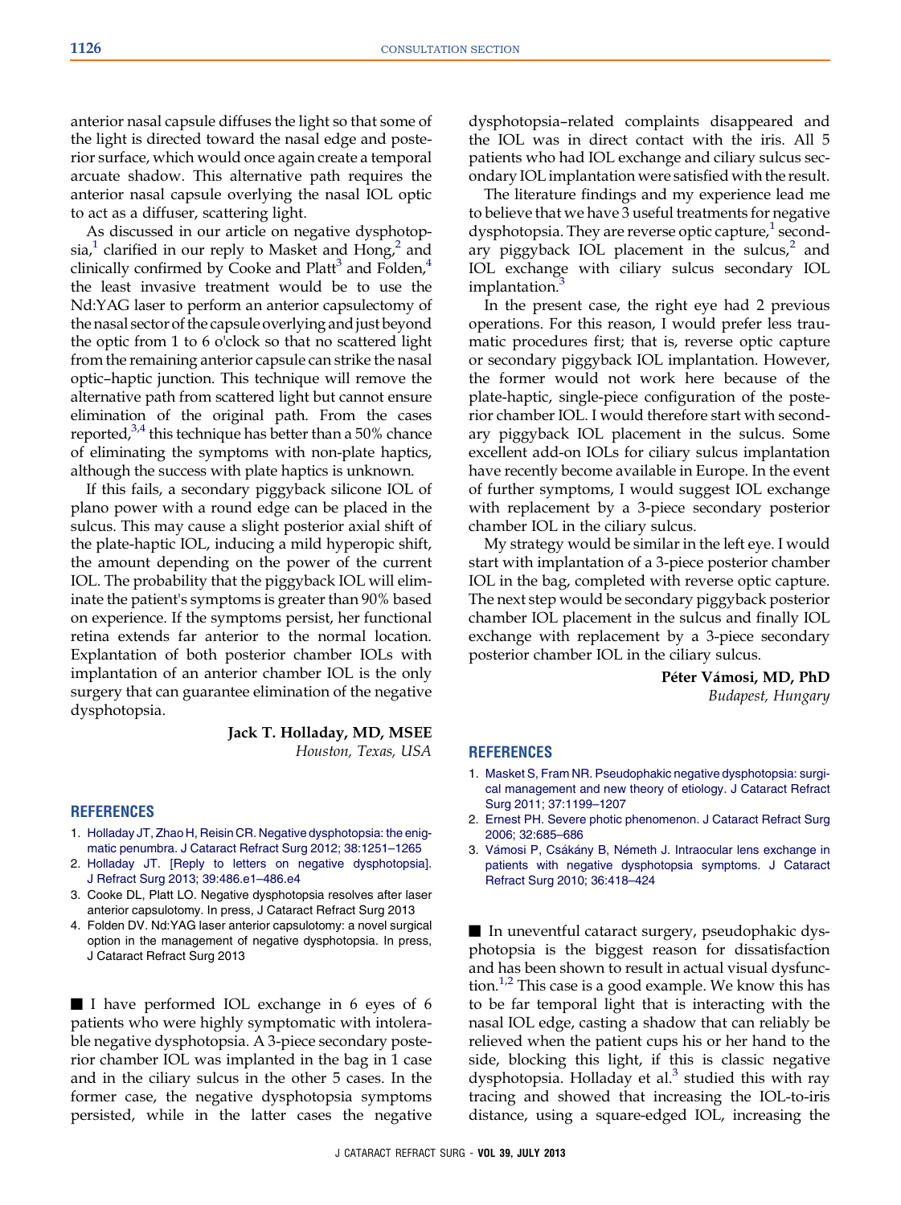anterior nasal capsule diffuses the light so that some of the light is directed toward the nasal edge and posterior surface, which would once again create a temporal arcuate shadow. This alternative path requires the anterior nasal capsule overlying the nasal IOL optic to act as a diffuser, scattering light.

As discussed in our article on negative dysphotopsia,[1] clarified in our reply to Masket and Hong,[2] and clinically confirmed by Cooke and Platt[3] and Folden,[4] the least invasive treatment would be to use the Nd:YAG laser to perform an anterior capsulectomy of the nasal sector of the capsule overlying and just beyond the optic from 1 to 6 o'clock so that no scattered light from the remaining anterior capsule can strike the nasal optic–haptic junction. This technique will remove the alternative path from scattered light but cannot ensure elimination of the original path. From the cases reported,[3,4] this technique has better than a 50% chance of eliminating the symptoms with non-plate haptics, although the success with plate haptics is unknown.

If this fails, a secondary piggyback silicone IOL of plano power with a round edge can be placed in the sulcus. This may cause a slight posterior axial shift of the plate-haptic IOL, inducing a mild hyperopic shift, the amount depending on the power of the current IOL. The probability that the piggyback IOL will eliminate the patient's symptoms is greater than 90% based on experience. If the symptoms persist, her functional retina extends far anterior to the normal location. Explantation of both posterior chamber IOLs with implantation of an anterior chamber IOL is the only surgery that can guarantee elimination of the negative dysphotopsia.

**Jack T. Holladay, MD, MSEE**
*Houston, Texas, USA*

## REFERENCES

1. Holladay JT, Zhao H, Reisin CR. Negative dysphotopsia: the enigmatic penumbra. J Cataract Refract Surg 2012; 38:1251–1265
2. Holladay JT. [Reply to letters on negative dysphotopsia]. J Refract Surg 2013; 39:486.e1–486.e4
3. Cooke DL, Platt LO. Negative dysphotopsia resolves after laser anterior capsulotomy. In press, J Cataract Refract Surg 2013
4. Folden DV. Nd:YAG laser anterior capsulotomy: a novel surgical option in the management of negative dysphotopsia. In press, J Cataract Refract Surg 2013

■ I have performed IOL exchange in 6 eyes of 6 patients who were highly symptomatic with intolerable negative dysphotopsia. A 3-piece secondary posterior chamber IOL was implanted in the bag in 1 case and in the ciliary sulcus in the other 5 cases. In the former case, the negative dysphotopsia symptoms persisted, while in the latter cases the negative dysphotopsia–related complaints disappeared and the IOL was in direct contact with the iris. All 5 patients who had IOL exchange and ciliary sulcus secondary IOL implantation were satisfied with the result.

The literature findings and my experience lead me to believe that we have 3 useful treatments for negative dysphotopsia. They are reverse optic capture,[1] secondary piggyback IOL placement in the sulcus,[2] and IOL exchange with ciliary sulcus secondary IOL implantation.[3]

In the present case, the right eye had 2 previous operations. For this reason, I would prefer less traumatic procedures first; that is, reverse optic capture or secondary piggyback IOL implantation. However, the former would not work here because of the plate-haptic, single-piece configuration of the posterior chamber IOL. I would therefore start with secondary piggyback IOL placement in the sulcus. Some excellent add-on IOLs for ciliary sulcus implantation have recently become available in Europe. In the event of further symptoms, I would suggest IOL exchange with replacement by a 3-piece secondary posterior chamber IOL in the ciliary sulcus.

My strategy would be similar in the left eye. I would start with implantation of a 3-piece posterior chamber IOL in the bag, completed with reverse optic capture. The next step would be secondary piggyback posterior chamber IOL placement in the sulcus and finally IOL exchange with replacement by a 3-piece secondary posterior chamber IOL in the ciliary sulcus.

**Péter Vámosi, MD, PhD**
*Budapest, Hungary*

## REFERENCES

1. Masket S, Fram NR. Pseudophakic negative dysphotopsia: surgical management and new theory of etiology. J Cataract Refract Surg 2011; 37:1199–1207
2. Ernest PH. Severe photic phenomenon. J Cataract Refract Surg 2006; 32:685–686
3. Vámosi P, Csákány B, Németh J. Intraocular lens exchange in patients with negative dysphotopsia symptoms. J Cataract Refract Surg 2010; 36:418–424

■ In uneventful cataract surgery, pseudophakic dysphotopsia is the biggest reason for dissatisfaction and has been shown to result in actual visual dysfunction.[1,2] This case is a good example. We know this has to be far temporal light that is interacting with the nasal IOL edge, casting a shadow that can reliably be relieved when the patient cups his or her hand to the side, blocking this light, if this is classic negative dysphotopsia. Holladay et al.[3] studied this with ray tracing and showed that increasing the IOL-to-iris distance, using a square-edged IOL, increasing the